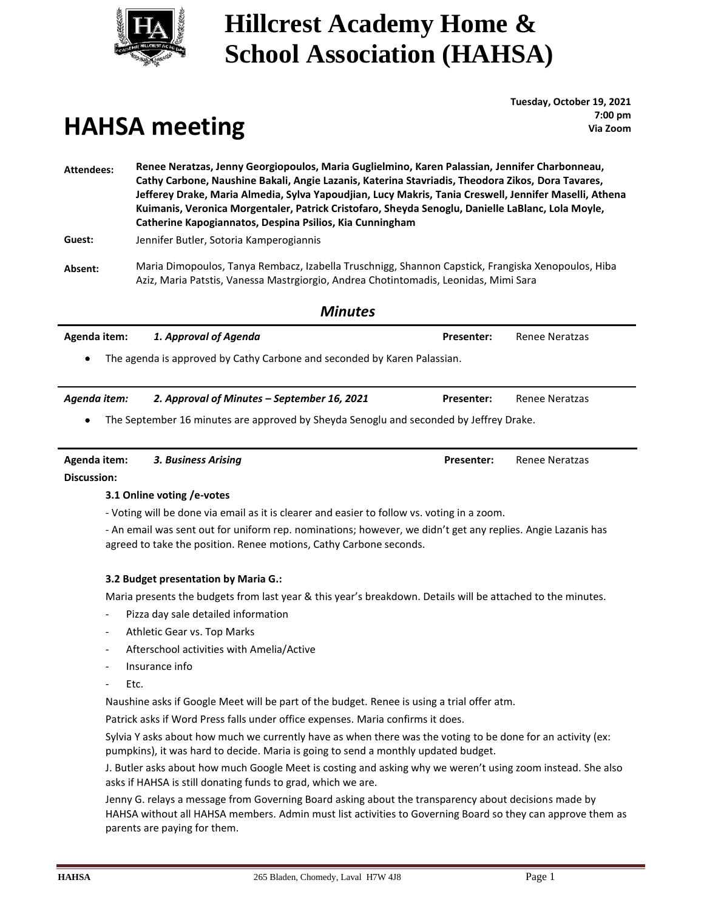# Hillcrest Academy Home & School Association (HAHSA)

## HAHSA meeting

**Tuesday, October 19, 2021**
**7:00 pm**
**Via Zoom**

**Attendees:** **Renee Neratzas, Jenny Georgiopoulos, Maria Guglielmino, Karen Palassian, Jennifer Charbonneau, Cathy Carbone, Naushine Bakali, Angie Lazanis, Katerina Stavriadis, Theodora Zikos, Dora Tavares, Jefferey Drake, Maria Almedia, Sylva Yapoudjian, Lucy Makris, Tania Creswell, Jennifer Maselli, Athena Kuimanis, Veronica Morgentaler, Patrick Cristofaro, Sheyda Senoglu, Danielle LaBlanc, Lola Moyle, Catherine Kapogiannatos, Despina Psilios, Kia Cunningham**

**Guest:** Jennifer Butler, Sotoria Kamperogiannis

**Absent:** Maria Dimopoulos, Tanya Rembacz, Izabella Truschnigg, Shannon Capstick, Frangiska Xenopoulos, Hiba Aziz, Maria Patstis, Vanessa Mastrgiorgio, Andrea Chotintomadis, Leonidas, Mimi Sara

### *Minutes*

**Agenda item:** ***1. Approval of Agenda*** **Presenter:** Renee Neratzas

- The agenda is approved by Cathy Carbone and seconded by Karen Palassian.

***Agenda item:*** ***2. Approval of Minutes – September 16, 2021*** **Presenter:** Renee Neratzas

- The September 16 minutes are approved by Sheyda Senoglu and seconded by Jeffrey Drake.

**Agenda item:** ***3. Business Arising*** **Presenter:** Renee Neratzas

**Discussion:**

**3.1 Online voting /e-votes**

- Voting will be done via email as it is clearer and easier to follow vs. voting in a zoom.

- An email was sent out for uniform rep. nominations; however, we didn't get any replies. Angie Lazanis has agreed to take the position. Renee motions, Cathy Carbone seconds.

**3.2 Budget presentation by Maria G.:**

Maria presents the budgets from last year & this year's breakdown. Details will be attached to the minutes.

- Pizza day sale detailed information
- Athletic Gear vs. Top Marks
- Afterschool activities with Amelia/Active
- Insurance info
- Etc.

Naushine asks if Google Meet will be part of the budget. Renee is using a trial offer atm.

Patrick asks if Word Press falls under office expenses. Maria confirms it does.

Sylvia Y asks about how much we currently have as when there was the voting to be done for an activity (ex: pumpkins), it was hard to decide. Maria is going to send a monthly updated budget.

J. Butler asks about how much Google Meet is costing and asking why we weren't using zoom instead. She also asks if HAHSA is still donating funds to grad, which we are.

Jenny G. relays a message from Governing Board asking about the transparency about decisions made by HAHSA without all HAHSA members. Admin must list activities to Governing Board so they can approve them as parents are paying for them.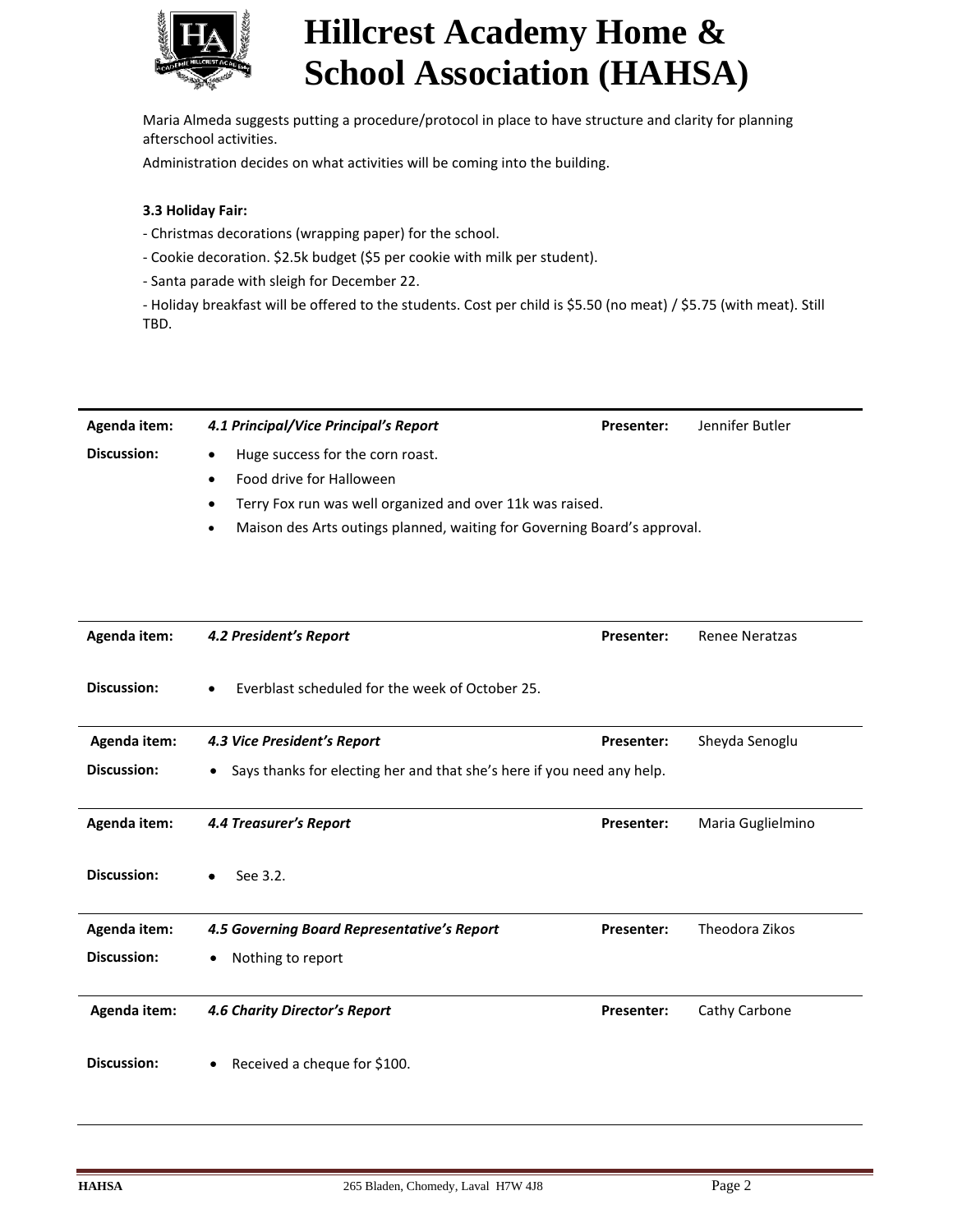Maria Almeda suggests putting a procedure/protocol in place to have structure and clarity for planning afterschool activities.

Administration decides on what activities will be coming into the building.

**3.3 Holiday Fair:**

- Christmas decorations (wrapping paper) for the school.

- Cookie decoration. $2.5k budget ($5 per cookie with milk per student).

- Santa parade with sleigh for December 22.

- Holiday breakfast will be offered to the students. Cost per child is $5.50 (no meat) / $5.75 (with meat). Still TBD.

| **Agenda item:** | ***4.1 Principal/Vice Principal's Report*** | **Presenter:** | Jennifer Butler |
|---|---|---|---|
| **Discussion:** | • Huge success for the corn roast.<br>• Food drive for Halloween<br>• Terry Fox run was well organized and over 11k was raised.<br>• Maison des Arts outings planned, waiting for Governing Board's approval. | | |

| **Agenda item:** | ***4.2 President's Report*** | **Presenter:** | Renee Neratzas |
|---|---|---|---|
| **Discussion:** | • Everblast scheduled for the week of October 25. | | |

| **Agenda item:** | ***4.3 Vice President's Report*** | **Presenter:** | Sheyda Senoglu |
|---|---|---|---|
| **Discussion:** | • Says thanks for electing her and that she's here if you need any help. | | |

| **Agenda item:** | ***4.4 Treasurer's Report*** | **Presenter:** | Maria Guglielmino |
|---|---|---|---|
| **Discussion:** | • See 3.2. | | |

| **Agenda item:** | ***4.5 Governing Board Representative's Report*** | **Presenter:** | Theodora Zikos |
|---|---|---|---|
| **Discussion:** | • Nothing to report | | |

| **Agenda item:** | ***4.6 Charity Director's Report*** | **Presenter:** | Cathy Carbone |
|---|---|---|---|
| **Discussion:** | • Received a cheque for $100. | | |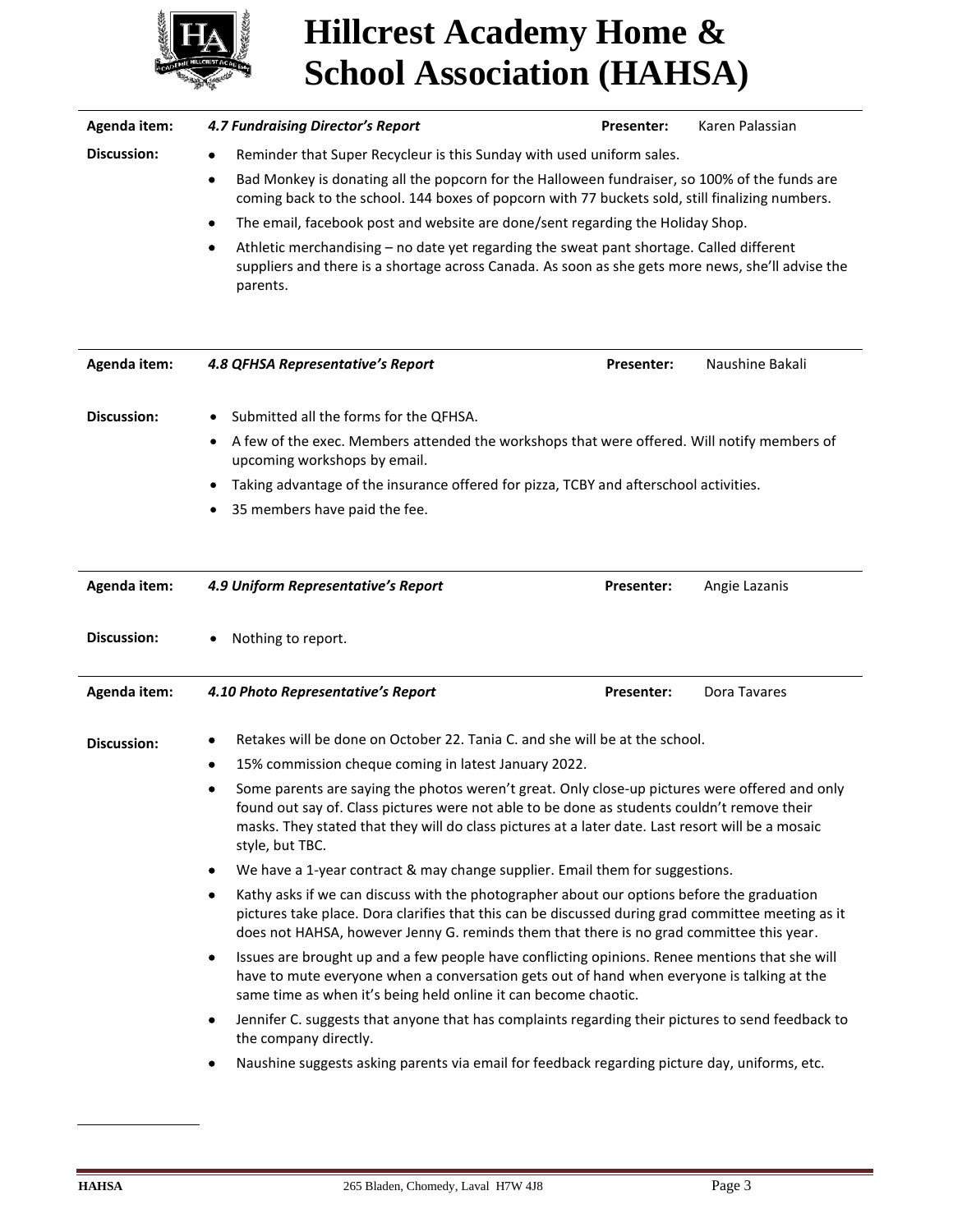# Hillcrest Academy Home & School Association (HAHSA)

| **Agenda item:** | ***4.7 Fundraising Director's Report*** | **Presenter:** | Karen Palassian |
|---|---|---|---|

**Discussion:**

- Reminder that Super Recycleur is this Sunday with used uniform sales.
- Bad Monkey is donating all the popcorn for the Halloween fundraiser, so 100% of the funds are coming back to the school. 144 boxes of popcorn with 77 buckets sold, still finalizing numbers.
- The email, facebook post and website are done/sent regarding the Holiday Shop.
- Athletic merchandising – no date yet regarding the sweat pant shortage. Called different suppliers and there is a shortage across Canada. As soon as she gets more news, she'll advise the parents.

| **Agenda item:** | ***4.8 QFHSA Representative's Report*** | **Presenter:** | Naushine Bakali |
|---|---|---|---|

**Discussion:**

- Submitted all the forms for the QFHSA.
- A few of the exec. Members attended the workshops that were offered. Will notify members of upcoming workshops by email.
- Taking advantage of the insurance offered for pizza, TCBY and afterschool activities.
- 35 members have paid the fee.

| **Agenda item:** | ***4.9 Uniform Representative's Report*** | **Presenter:** | Angie Lazanis |
|---|---|---|---|

**Discussion:**

- Nothing to report.

| **Agenda item:** | ***4.10 Photo Representative's Report*** | **Presenter:** | Dora Tavares |
|---|---|---|---|

**Discussion:**

- Retakes will be done on October 22. Tania C. and she will be at the school.
- 15% commission cheque coming in latest January 2022.
- Some parents are saying the photos weren't great. Only close-up pictures were offered and only found out say of. Class pictures were not able to be done as students couldn't remove their masks. They stated that they will do class pictures at a later date. Last resort will be a mosaic style, but TBC.
- We have a 1-year contract & may change supplier. Email them for suggestions.
- Kathy asks if we can discuss with the photographer about our options before the graduation pictures take place. Dora clarifies that this can be discussed during grad committee meeting as it does not HAHSA, however Jenny G. reminds them that there is no grad committee this year.
- Issues are brought up and a few people have conflicting opinions. Renee mentions that she will have to mute everyone when a conversation gets out of hand when everyone is talking at the same time as when it's being held online it can become chaotic.
- Jennifer C. suggests that anyone that has complaints regarding their pictures to send feedback to the company directly.
- Naushine suggests asking parents via email for feedback regarding picture day, uniforms, etc.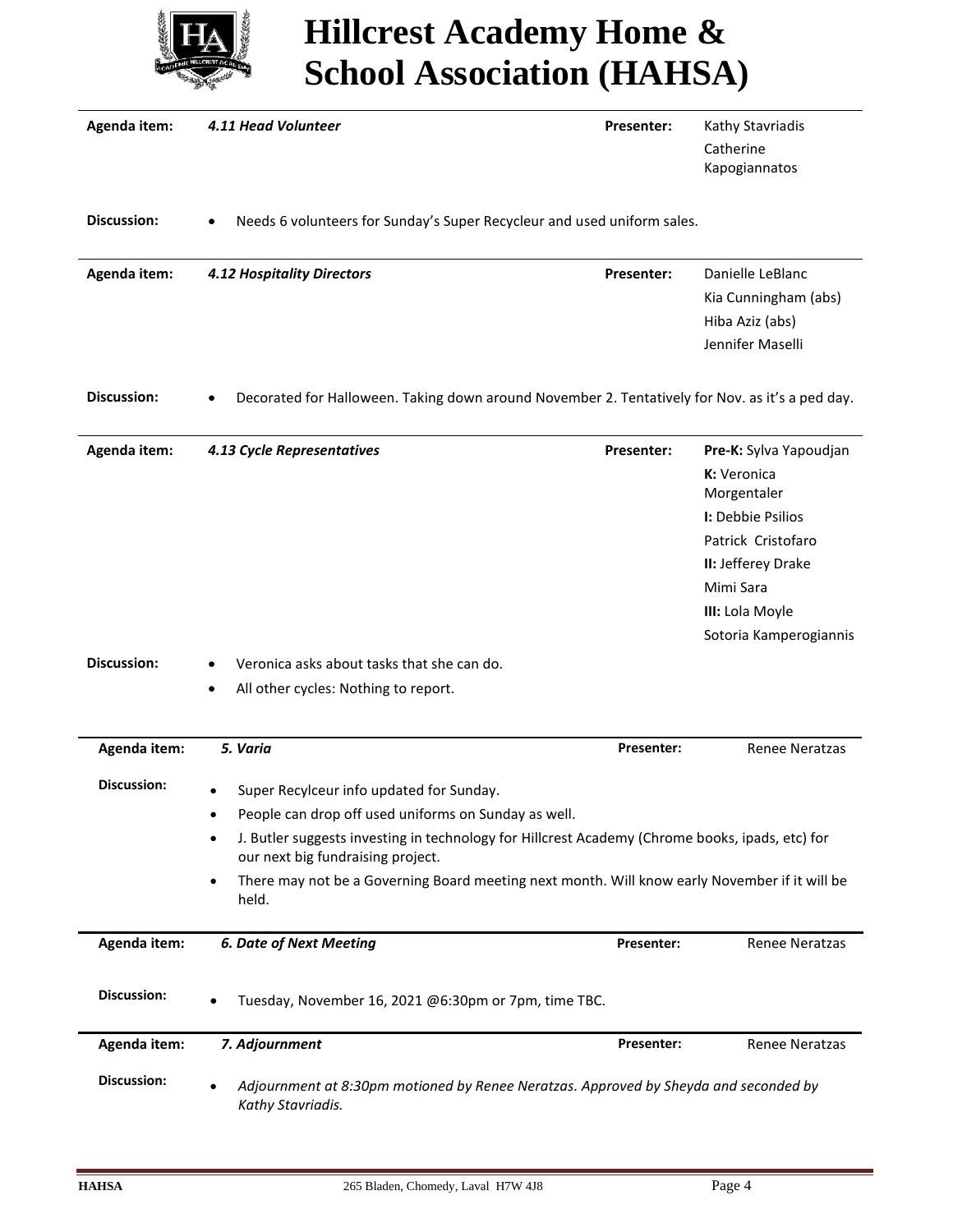# Hillcrest Academy Home & School Association (HAHSA)

| | | | |
|---|---|---|---|
| **Agenda item:** | ***4.11 Head Volunteer*** | **Presenter:** | Kathy Stavriadis<br>Catherine Kapogiannatos |
| **Discussion:** | • Needs 6 volunteers for Sunday's Super Recycleur and used uniform sales. | | |

| | | | |
|---|---|---|---|
| **Agenda item:** | ***4.12 Hospitality Directors*** | **Presenter:** | Danielle LeBlanc<br>Kia Cunningham (abs)<br>Hiba Aziz (abs)<br>Jennifer Maselli |
| **Discussion:** | • Decorated for Halloween. Taking down around November 2. Tentatively for Nov. as it's a ped day. | | |

| | | | |
|---|---|---|---|
| **Agenda item:** | ***4.13 Cycle Representatives*** | **Presenter:** | **Pre-K:** Sylva Yapoudjan<br>**K:** Veronica Morgentaler<br>**I:** Debbie Psilios<br>Patrick Cristofaro<br>**II:** Jefferey Drake<br>Mimi Sara<br>**III:** Lola Moyle<br>Sotoria Kamperogiannis |
| **Discussion:** | • Veronica asks about tasks that she can do.<br>• All other cycles: Nothing to report. | | |

| | | | |
|---|---|---|---|
| **Agenda item:** | ***5. Varia*** | **Presenter:** | Renee Neratzas |
| **Discussion:** | • Super Recylceur info updated for Sunday.<br>• People can drop off used uniforms on Sunday as well.<br>• J. Butler suggests investing in technology for Hillcrest Academy (Chrome books, ipads, etc) for our next big fundraising project.<br>• There may not be a Governing Board meeting next month. Will know early November if it will be held. | | |

| | | | |
|---|---|---|---|
| **Agenda item:** | ***6. Date of Next Meeting*** | **Presenter:** | Renee Neratzas |
| **Discussion:** | • Tuesday, November 16, 2021 @6:30pm or 7pm, time TBC. | | |

| | | | |
|---|---|---|---|
| **Agenda item:** | ***7. Adjournment*** | **Presenter:** | Renee Neratzas |
| **Discussion:** | • *Adjournment at 8:30pm motioned by Renee Neratzas. Approved by Sheyda and seconded by Kathy Stavriadis.* | | |